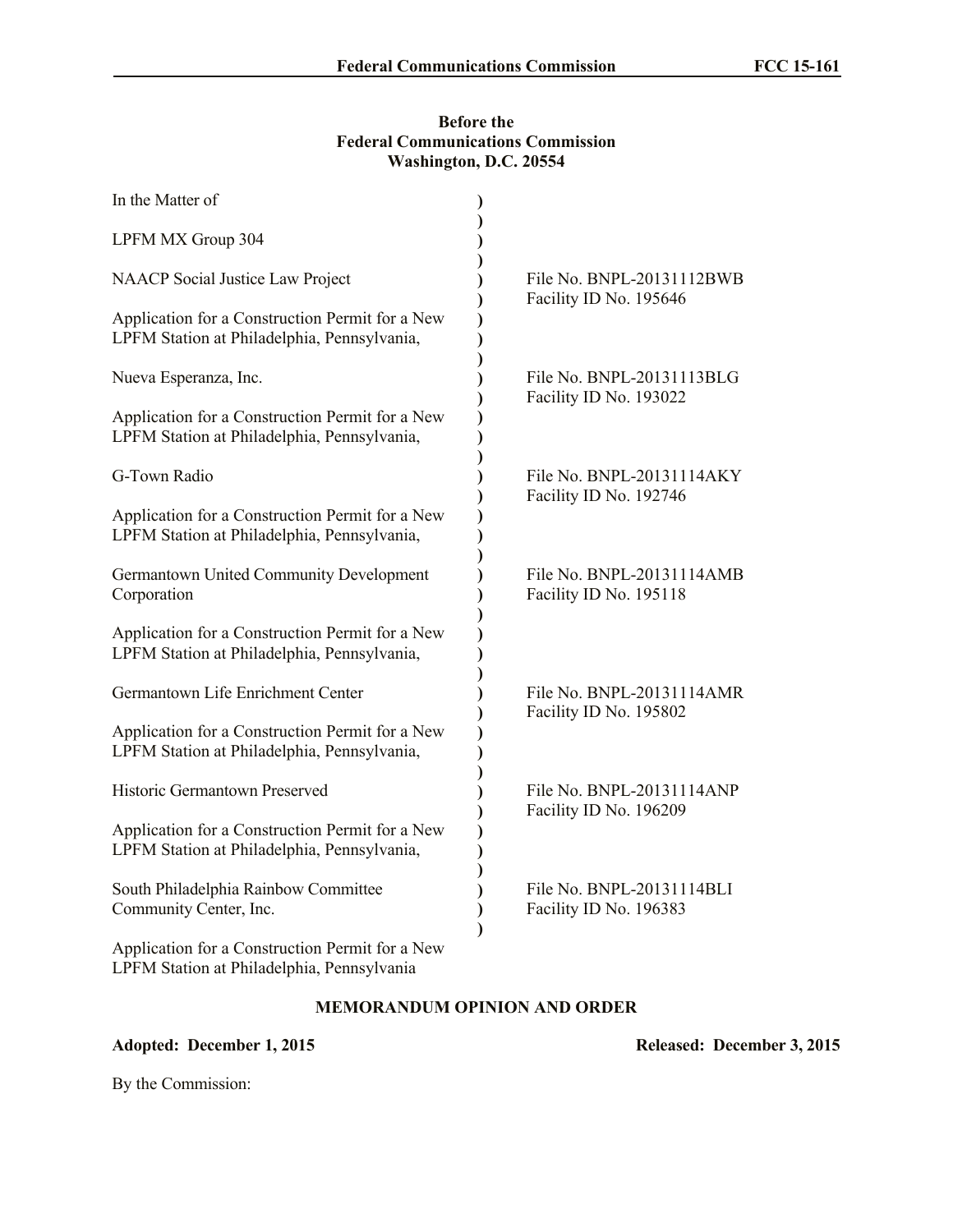**Before the**
**Federal Communications Commission**
**Washington, D.C. 20554**

| In the Matter of | ) | |
|---|---|---|
| | ) | |
| LPFM MX Group 304 | ) | |
| | ) | |
| NAACP Social Justice Law Project | ) | File No. BNPL-20131112BWB |
| | ) | Facility ID No. 195646 |
| Application for a Construction Permit for a New LPFM Station at Philadelphia, Pennsylvania, | ) | |
| | ) | |
| Nueva Esperanza, Inc. | ) | File No. BNPL-20131113BLG |
| | ) | Facility ID No. 193022 |
| Application for a Construction Permit for a New LPFM Station at Philadelphia, Pennsylvania, | ) | |
| | ) | |
| G-Town Radio | ) | File No. BNPL-20131114AKY |
| | ) | Facility ID No. 192746 |
| Application for a Construction Permit for a New LPFM Station at Philadelphia, Pennsylvania, | ) | |
| | ) | |
| Germantown United Community Development Corporation | ) | File No. BNPL-20131114AMB |
| | ) | Facility ID No. 195118 |
| Application for a Construction Permit for a New LPFM Station at Philadelphia, Pennsylvania, | ) | |
| | ) | |
| Germantown Life Enrichment Center | ) | File No. BNPL-20131114AMR |
| | ) | Facility ID No. 195802 |
| Application for a Construction Permit for a New LPFM Station at Philadelphia, Pennsylvania, | ) | |
| | ) | |
| Historic Germantown Preserved | ) | File No. BNPL-20131114ANP |
| | ) | Facility ID No. 196209 |
| Application for a Construction Permit for a New LPFM Station at Philadelphia, Pennsylvania, | ) | |
| | ) | |
| South Philadelphia Rainbow Committee Community Center, Inc. | ) | File No. BNPL-20131114BLI |
| | ) | Facility ID No. 196383 |
| | ) | |
| Application for a Construction Permit for a New LPFM Station at Philadelphia, Pennsylvania | | |

## MEMORANDUM OPINION AND ORDER

**Adopted: December 1, 2015** **Released: December 3, 2015**

By the Commission: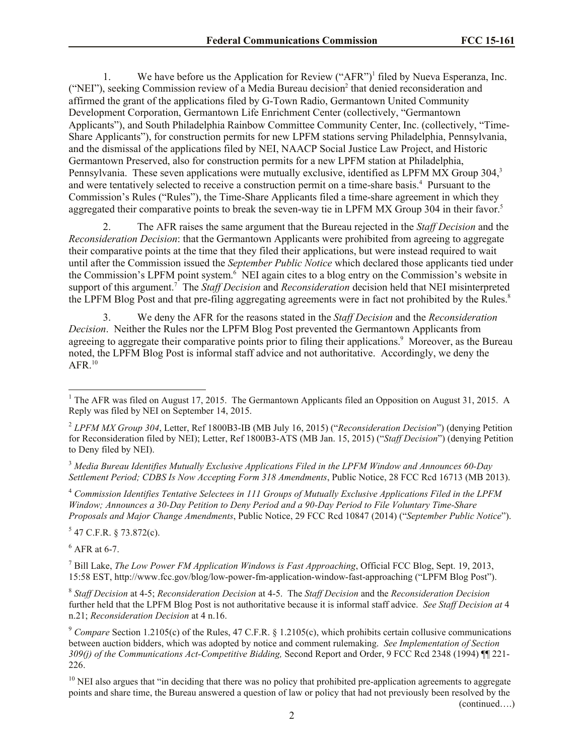1. We have before us the Application for Review ("AFR")[1] filed by Nueva Esperanza, Inc. ("NEI"), seeking Commission review of a Media Bureau decision[2] that denied reconsideration and affirmed the grant of the applications filed by G-Town Radio, Germantown United Community Development Corporation, Germantown Life Enrichment Center (collectively, "Germantown Applicants"), and South Philadelphia Rainbow Committee Community Center, Inc. (collectively, "Time-Share Applicants"), for construction permits for new LPFM stations serving Philadelphia, Pennsylvania, and the dismissal of the applications filed by NEI, NAACP Social Justice Law Project, and Historic Germantown Preserved, also for construction permits for a new LPFM station at Philadelphia, Pennsylvania. These seven applications were mutually exclusive, identified as LPFM MX Group 304,[3] and were tentatively selected to receive a construction permit on a time-share basis.[4] Pursuant to the Commission's Rules ("Rules"), the Time-Share Applicants filed a time-share agreement in which they aggregated their comparative points to break the seven-way tie in LPFM MX Group 304 in their favor.[5]

2. The AFR raises the same argument that the Bureau rejected in the *Staff Decision* and the *Reconsideration Decision*: that the Germantown Applicants were prohibited from agreeing to aggregate their comparative points at the time that they filed their applications, but were instead required to wait until after the Commission issued the *September Public Notice* which declared those applicants tied under the Commission's LPFM point system.[6] NEI again cites to a blog entry on the Commission's website in support of this argument.[7] The *Staff Decision* and *Reconsideration* decision held that NEI misinterpreted the LPFM Blog Post and that pre-filing aggregating agreements were in fact not prohibited by the Rules.[8]

3. We deny the AFR for the reasons stated in the *Staff Decision* and the *Reconsideration Decision*. Neither the Rules nor the LPFM Blog Post prevented the Germantown Applicants from agreeing to aggregate their comparative points prior to filing their applications.[9] Moreover, as the Bureau noted, the LPFM Blog Post is informal staff advice and not authoritative. Accordingly, we deny the AFR.[10]

---

[1] The AFR was filed on August 17, 2015. The Germantown Applicants filed an Opposition on August 31, 2015. A Reply was filed by NEI on September 14, 2015.

[2] *LPFM MX Group 304*, Letter, Ref 1800B3-IB (MB July 16, 2015) ("*Reconsideration Decision*") (denying Petition for Reconsideration filed by NEI); Letter, Ref 1800B3-ATS (MB Jan. 15, 2015) ("*Staff Decision*") (denying Petition to Deny filed by NEI).

[3] *Media Bureau Identifies Mutually Exclusive Applications Filed in the LPFM Window and Announces 60-Day Settlement Period; CDBS Is Now Accepting Form 318 Amendments*, Public Notice, 28 FCC Rcd 16713 (MB 2013).

[4] *Commission Identifies Tentative Selectees in 111 Groups of Mutually Exclusive Applications Filed in the LPFM Window; Announces a 30-Day Petition to Deny Period and a 90-Day Period to File Voluntary Time-Share Proposals and Major Change Amendments*, Public Notice, 29 FCC Rcd 10847 (2014) ("*September Public Notice*").

[5] 47 C.F.R. § 73.872(c).

[6] AFR at 6-7.

[7] Bill Lake, *The Low Power FM Application Windows is Fast Approaching*, Official FCC Blog, Sept. 19, 2013, 15:58 EST, http://www.fcc.gov/blog/low-power-fm-application-window-fast-approaching ("LPFM Blog Post").

[8] *Staff Decision* at 4-5; *Reconsideration Decision* at 4-5. The *Staff Decision* and the *Reconsideration Decision* further held that the LPFM Blog Post is not authoritative because it is informal staff advice. *See Staff Decision at* 4 n.21; *Reconsideration Decision* at 4 n.16.

[9] *Compare* Section 1.2105(c) of the Rules, 47 C.F.R. § 1.2105(c), which prohibits certain collusive communications between auction bidders, which was adopted by notice and comment rulemaking. *See Implementation of Section 309(j) of the Communications Act-Competitive Bidding,* Second Report and Order, 9 FCC Rcd 2348 (1994) ¶¶ 221-226.

[10] NEI also argues that "in deciding that there was no policy that prohibited pre-application agreements to aggregate points and share time, the Bureau answered a question of law or policy that had not previously been resolved by the (continued….)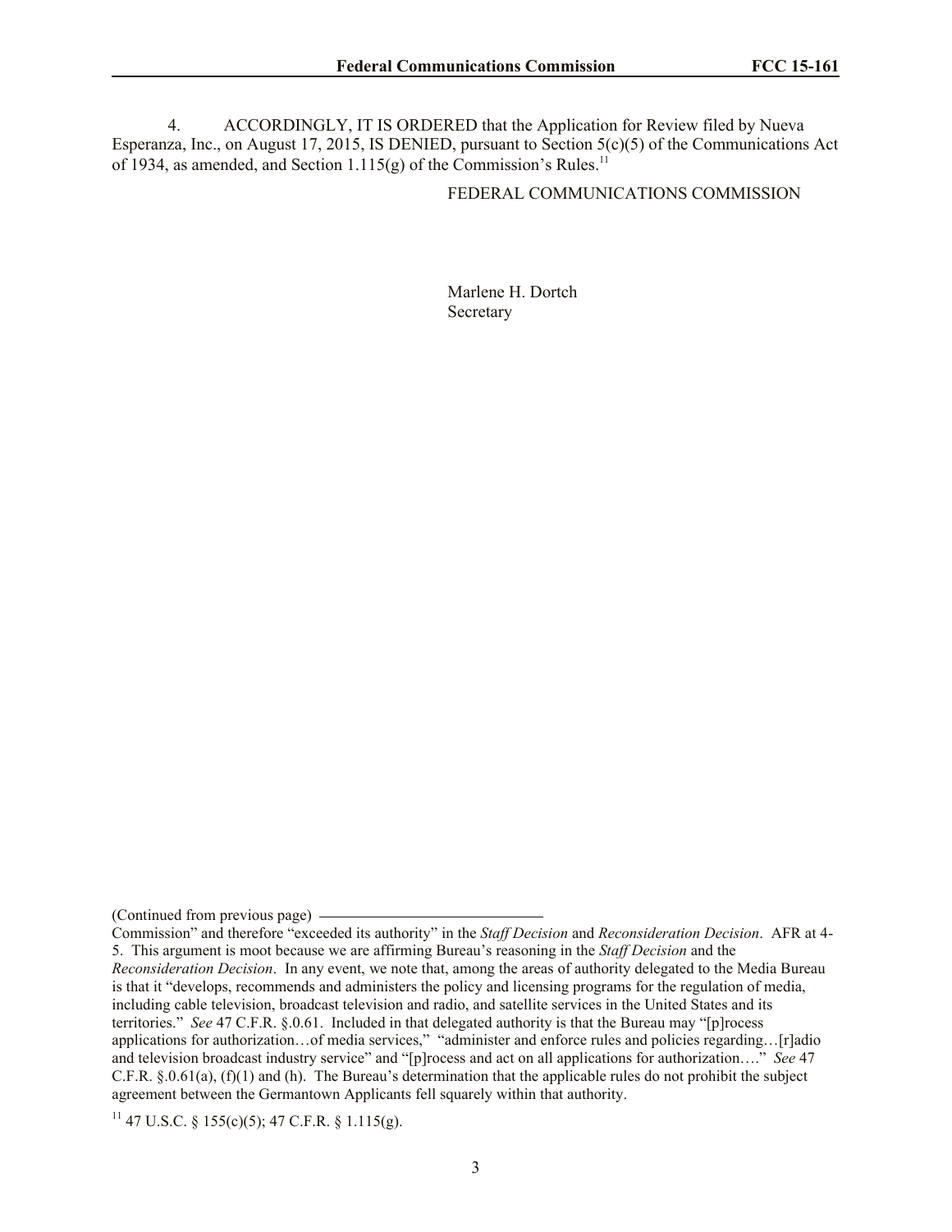4. ACCORDINGLY, IT IS ORDERED that the Application for Review filed by Nueva Esperanza, Inc., on August 17, 2015, IS DENIED, pursuant to Section 5(c)(5) of the Communications Act of 1934, as amended, and Section 1.115(g) of the Commission's Rules.[11]

FEDERAL COMMUNICATIONS COMMISSION

Marlene H. Dortch
Secretary

(Continued from previous page)

Commission" and therefore "exceeded its authority" in the *Staff Decision* and *Reconsideration Decision*. AFR at 4-5. This argument is moot because we are affirming Bureau's reasoning in the *Staff Decision* and the *Reconsideration Decision*. In any event, we note that, among the areas of authority delegated to the Media Bureau is that it "develops, recommends and administers the policy and licensing programs for the regulation of media, including cable television, broadcast television and radio, and satellite services in the United States and its territories." *See* 47 C.F.R. §.0.61. Included in that delegated authority is that the Bureau may "[p]rocess applications for authorization…of media services," "administer and enforce rules and policies regarding…[r]adio and television broadcast industry service" and "[p]rocess and act on all applications for authorization…." *See* 47 C.F.R. §.0.61(a), (f)(1) and (h). The Bureau's determination that the applicable rules do not prohibit the subject agreement between the Germantown Applicants fell squarely within that authority.

[11] 47 U.S.C. § 155(c)(5); 47 C.F.R. § 1.115(g).